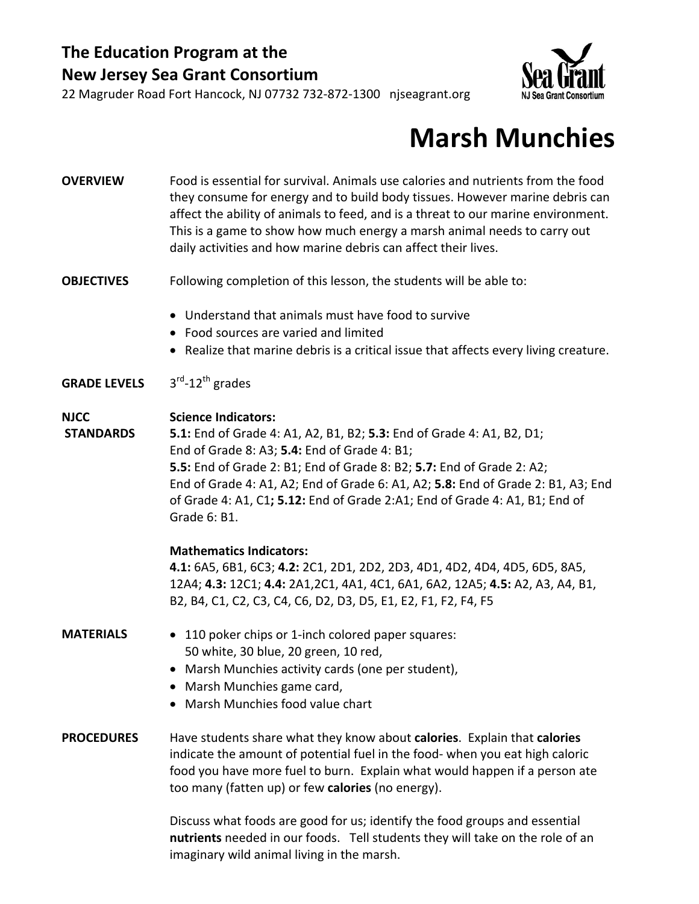**The Education Program at the**
**New Jersey Sea Grant Consortium**
22 Magruder Road Fort Hancock, NJ 07732 732-872-1300 njseagrant.org

Sea Grant
NJ Sea Grant Consortium

# Marsh Munchies

**OVERVIEW**

Food is essential for survival. Animals use calories and nutrients from the food they consume for energy and to build body tissues. However marine debris can affect the ability of animals to feed, and is a threat to our marine environment. This is a game to show how much energy a marsh animal needs to carry out daily activities and how marine debris can affect their lives.

**OBJECTIVES**

Following completion of this lesson, the students will be able to:

- Understand that animals must have food to survive
- Food sources are varied and limited
- Realize that marine debris is a critical issue that affects every living creature.

**GRADE LEVELS**

3rd-12th grades

**NJCC STANDARDS**

**Science Indicators:**
**5.1:** End of Grade 4: A1, A2, B1, B2; **5.3:** End of Grade 4: A1, B2, D1; End of Grade 8: A3; **5.4:** End of Grade 4: B1; **5.5:** End of Grade 2: B1; End of Grade 8: B2; **5.7:** End of Grade 2: A2; End of Grade 4: A1, A2; End of Grade 6: A1, A2; **5.8:** End of Grade 2: B1, A3; End of Grade 4: A1, C1**; 5.12:** End of Grade 2:A1; End of Grade 4: A1, B1; End of Grade 6: B1.

**Mathematics Indicators:**
**4.1:** 6A5, 6B1, 6C3; **4.2:** 2C1, 2D1, 2D2, 2D3, 4D1, 4D2, 4D4, 4D5, 6D5, 8A5, 12A4; **4.3:** 12C1; **4.4:** 2A1,2C1, 4A1, 4C1, 6A1, 6A2, 12A5; **4.5:** A2, A3, A4, B1, B2, B4, C1, C2, C3, C4, C6, D2, D3, D5, E1, E2, F1, F2, F4, F5

**MATERIALS**

- 110 poker chips or 1-inch colored paper squares: 50 white, 30 blue, 20 green, 10 red,
- Marsh Munchies activity cards (one per student),
- Marsh Munchies game card,
- Marsh Munchies food value chart

**PROCEDURES**

Have students share what they know about **calories**. Explain that **calories** indicate the amount of potential fuel in the food- when you eat high caloric food you have more fuel to burn. Explain what would happen if a person ate too many (fatten up) or few **calories** (no energy).

Discuss what foods are good for us; identify the food groups and essential **nutrients** needed in our foods. Tell students they will take on the role of an imaginary wild animal living in the marsh.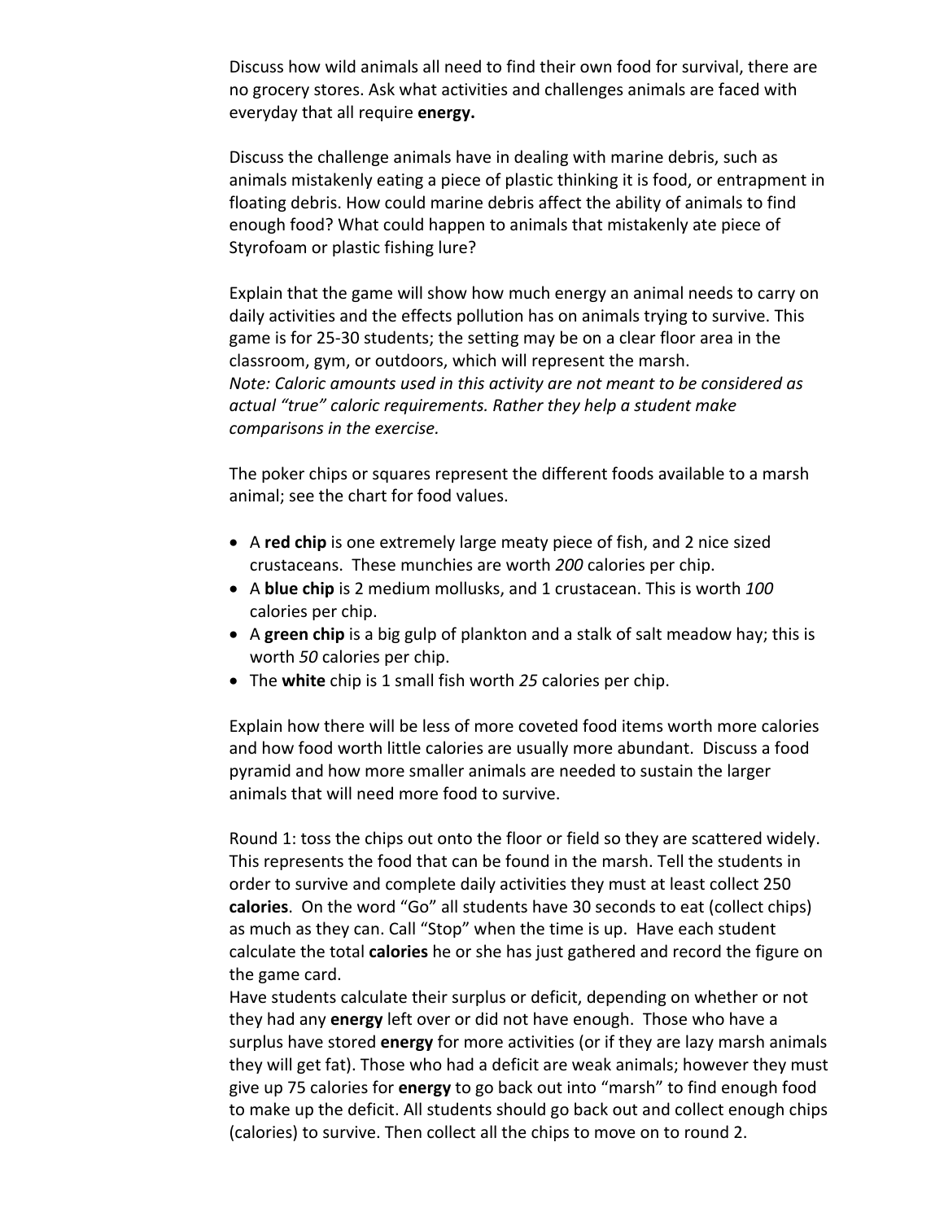Discuss how wild animals all need to find their own food for survival, there are no grocery stores. Ask what activities and challenges animals are faced with everyday that all require **energy.**

Discuss the challenge animals have in dealing with marine debris, such as animals mistakenly eating a piece of plastic thinking it is food, or entrapment in floating debris. How could marine debris affect the ability of animals to find enough food? What could happen to animals that mistakenly ate piece of Styrofoam or plastic fishing lure?

Explain that the game will show how much energy an animal needs to carry on daily activities and the effects pollution has on animals trying to survive. This game is for 25-30 students; the setting may be on a clear floor area in the classroom, gym, or outdoors, which will represent the marsh.
*Note: Caloric amounts used in this activity are not meant to be considered as actual "true" caloric requirements. Rather they help a student make comparisons in the exercise.*

The poker chips or squares represent the different foods available to a marsh animal; see the chart for food values.

- A **red chip** is one extremely large meaty piece of fish, and 2 nice sized crustaceans. These munchies are worth *200* calories per chip.
- A **blue chip** is 2 medium mollusks, and 1 crustacean. This is worth *100* calories per chip.
- A **green chip** is a big gulp of plankton and a stalk of salt meadow hay; this is worth *50* calories per chip.
- The **white** chip is 1 small fish worth *25* calories per chip.

Explain how there will be less of more coveted food items worth more calories and how food worth little calories are usually more abundant. Discuss a food pyramid and how more smaller animals are needed to sustain the larger animals that will need more food to survive.

Round 1: toss the chips out onto the floor or field so they are scattered widely. This represents the food that can be found in the marsh. Tell the students in order to survive and complete daily activities they must at least collect 250 **calories**. On the word "Go" all students have 30 seconds to eat (collect chips) as much as they can. Call "Stop" when the time is up. Have each student calculate the total **calories** he or she has just gathered and record the figure on the game card.
Have students calculate their surplus or deficit, depending on whether or not they had any **energy** left over or did not have enough. Those who have a surplus have stored **energy** for more activities (or if they are lazy marsh animals they will get fat). Those who had a deficit are weak animals; however they must give up 75 calories for **energy** to go back out into "marsh" to find enough food to make up the deficit. All students should go back out and collect enough chips (calories) to survive. Then collect all the chips to move on to round 2.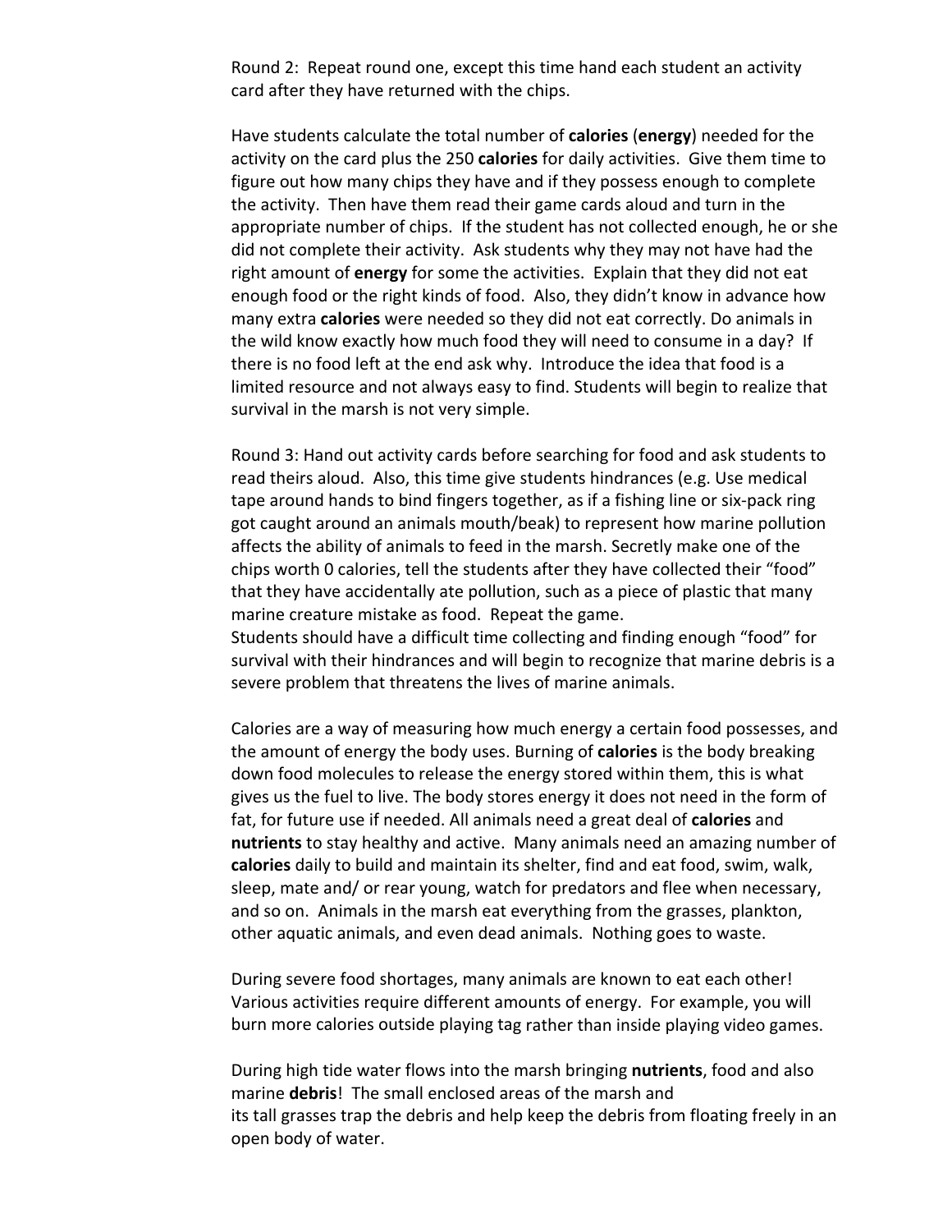Round 2: Repeat round one, except this time hand each student an activity card after they have returned with the chips.

Have students calculate the total number of **calories** (**energy**) needed for the activity on the card plus the 250 **calories** for daily activities. Give them time to figure out how many chips they have and if they possess enough to complete the activity. Then have them read their game cards aloud and turn in the appropriate number of chips. If the student has not collected enough, he or she did not complete their activity. Ask students why they may not have had the right amount of **energy** for some the activities. Explain that they did not eat enough food or the right kinds of food. Also, they didn't know in advance how many extra **calories** were needed so they did not eat correctly. Do animals in the wild know exactly how much food they will need to consume in a day? If there is no food left at the end ask why. Introduce the idea that food is a limited resource and not always easy to find. Students will begin to realize that survival in the marsh is not very simple.

Round 3: Hand out activity cards before searching for food and ask students to read theirs aloud. Also, this time give students hindrances (e.g. Use medical tape around hands to bind fingers together, as if a fishing line or six-pack ring got caught around an animals mouth/beak) to represent how marine pollution affects the ability of animals to feed in the marsh. Secretly make one of the chips worth 0 calories, tell the students after they have collected their "food" that they have accidentally ate pollution, such as a piece of plastic that many marine creature mistake as food. Repeat the game.
Students should have a difficult time collecting and finding enough "food" for survival with their hindrances and will begin to recognize that marine debris is a severe problem that threatens the lives of marine animals.

Calories are a way of measuring how much energy a certain food possesses, and the amount of energy the body uses. Burning of **calories** is the body breaking down food molecules to release the energy stored within them, this is what gives us the fuel to live. The body stores energy it does not need in the form of fat, for future use if needed. All animals need a great deal of **calories** and **nutrients** to stay healthy and active. Many animals need an amazing number of **calories** daily to build and maintain its shelter, find and eat food, swim, walk, sleep, mate and/ or rear young, watch for predators and flee when necessary, and so on. Animals in the marsh eat everything from the grasses, plankton, other aquatic animals, and even dead animals. Nothing goes to waste.

During severe food shortages, many animals are known to eat each other! Various activities require different amounts of energy. For example, you will burn more calories outside playing tag rather than inside playing video games.

During high tide water flows into the marsh bringing **nutrients**, food and also marine **debris**! The small enclosed areas of the marsh and its tall grasses trap the debris and help keep the debris from floating freely in an open body of water.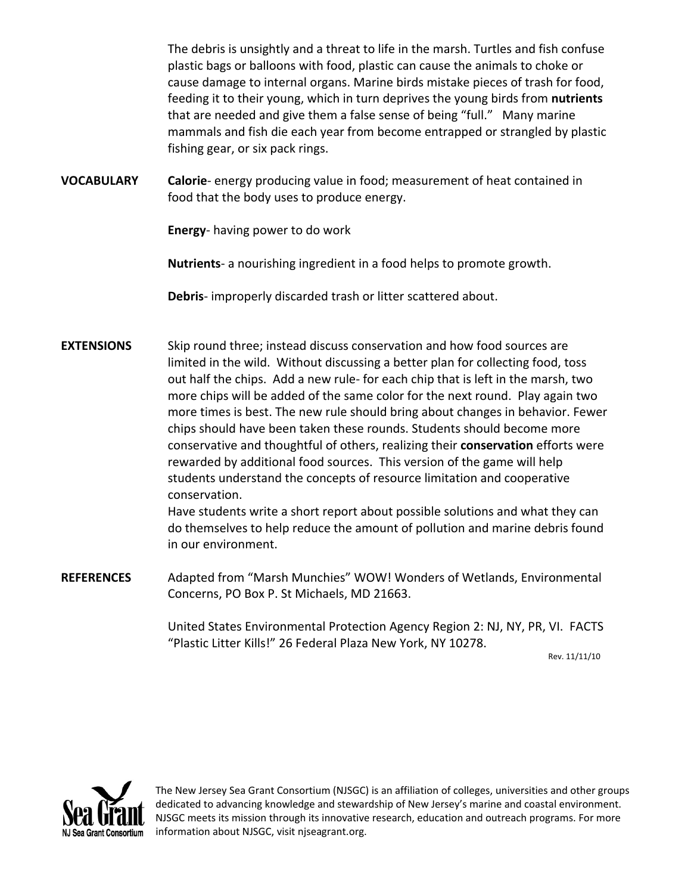The debris is unsightly and a threat to life in the marsh. Turtles and fish confuse plastic bags or balloons with food, plastic can cause the animals to choke or cause damage to internal organs. Marine birds mistake pieces of trash for food, feeding it to their young, which in turn deprives the young birds from **nutrients** that are needed and give them a false sense of being "full." Many marine mammals and fish die each year from become entrapped or strangled by plastic fishing gear, or six pack rings.

**VOCABULARY**

**Calorie**- energy producing value in food; measurement of heat contained in food that the body uses to produce energy.

**Energy**- having power to do work

**Nutrients**- a nourishing ingredient in a food helps to promote growth.

**Debris**- improperly discarded trash or litter scattered about.

**EXTENSIONS**

Skip round three; instead discuss conservation and how food sources are limited in the wild. Without discussing a better plan for collecting food, toss out half the chips. Add a new rule- for each chip that is left in the marsh, two more chips will be added of the same color for the next round. Play again two more times is best. The new rule should bring about changes in behavior. Fewer chips should have been taken these rounds. Students should become more conservative and thoughtful of others, realizing their **conservation** efforts were rewarded by additional food sources. This version of the game will help students understand the concepts of resource limitation and cooperative conservation.

Have students write a short report about possible solutions and what they can do themselves to help reduce the amount of pollution and marine debris found in our environment.

**REFERENCES**

Adapted from "Marsh Munchies" WOW! Wonders of Wetlands, Environmental Concerns, PO Box P. St Michaels, MD 21663.

United States Environmental Protection Agency Region 2: NJ, NY, PR, VI. FACTS "Plastic Litter Kills!" 26 Federal Plaza New York, NY 10278.

Rev. 11/11/10

The New Jersey Sea Grant Consortium (NJSGC) is an affiliation of colleges, universities and other groups dedicated to advancing knowledge and stewardship of New Jersey's marine and coastal environment. NJSGC meets its mission through its innovative research, education and outreach programs. For more information about NJSGC, visit njseagrant.org.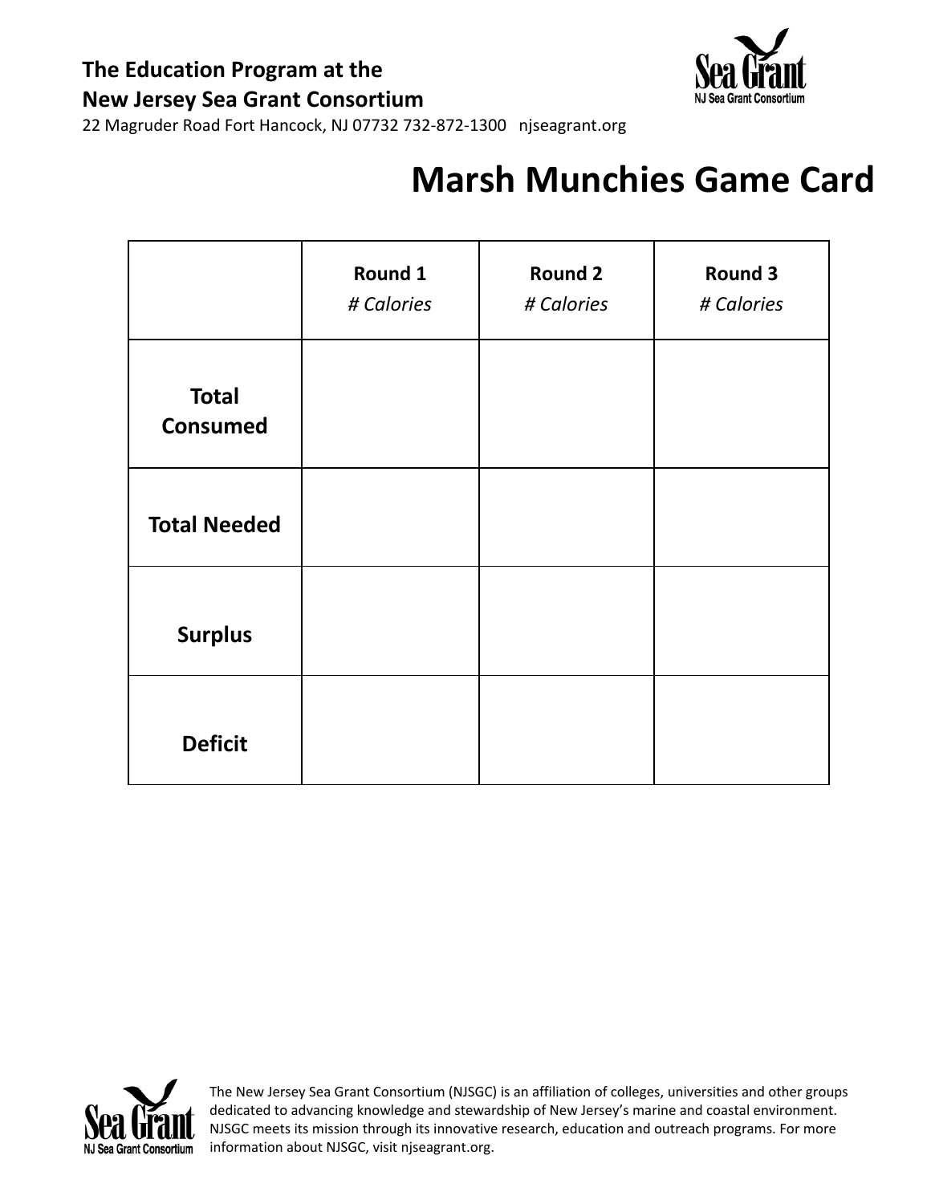**The Education Program at the**
**New Jersey Sea Grant Consortium**
22 Magruder Road Fort Hancock, NJ 07732 732-872-1300 njseagrant.org

# Marsh Munchies Game Card

| | **Round 1** *# Calories* | **Round 2** *# Calories* | **Round 3** *# Calories* |
|---|---|---|---|
| **Total Consumed** | | | |
| **Total Needed** | | | |
| **Surplus** | | | |
| **Deficit** | | | |

The New Jersey Sea Grant Consortium (NJSGC) is an affiliation of colleges, universities and other groups dedicated to advancing knowledge and stewardship of New Jersey's marine and coastal environment. NJSGC meets its mission through its innovative research, education and outreach programs. For more information about NJSGC, visit njseagrant.org.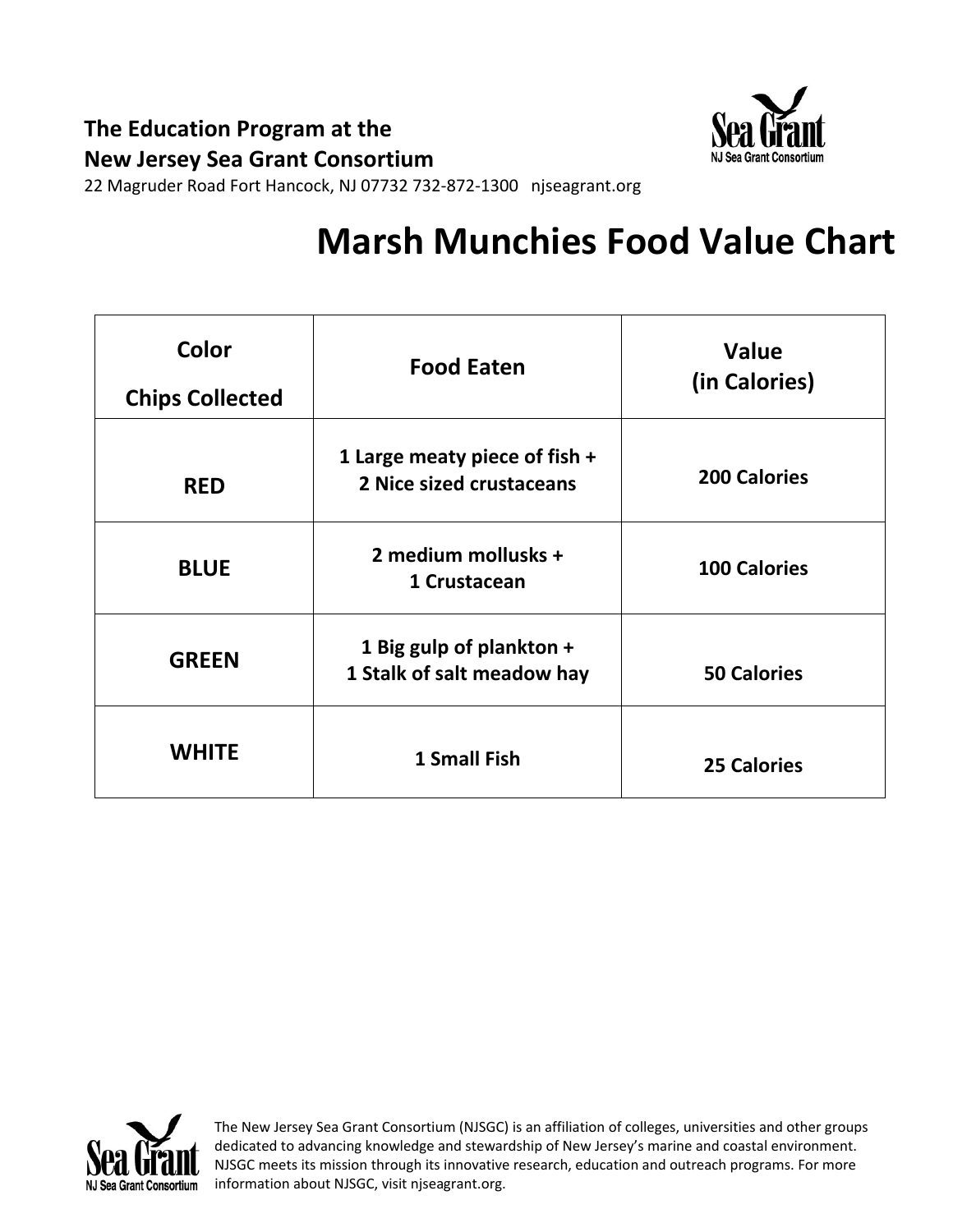**The Education Program at the**
**New Jersey Sea Grant Consortium**
22 Magruder Road Fort Hancock, NJ 07732 732-872-1300 njseagrant.org

# Marsh Munchies Food Value Chart

| Color Chips Collected | Food Eaten | Value (in Calories) |
|---|---|---|
| RED | 1 Large meaty piece of fish + 2 Nice sized crustaceans | 200 Calories |
| BLUE | 2 medium mollusks + 1 Crustacean | 100 Calories |
| GREEN | 1 Big gulp of plankton + 1 Stalk of salt meadow hay | 50 Calories |
| WHITE | 1 Small Fish | 25 Calories |

The New Jersey Sea Grant Consortium (NJSGC) is an affiliation of colleges, universities and other groups dedicated to advancing knowledge and stewardship of New Jersey's marine and coastal environment. NJSGC meets its mission through its innovative research, education and outreach programs. For more information about NJSGC, visit njseagrant.org.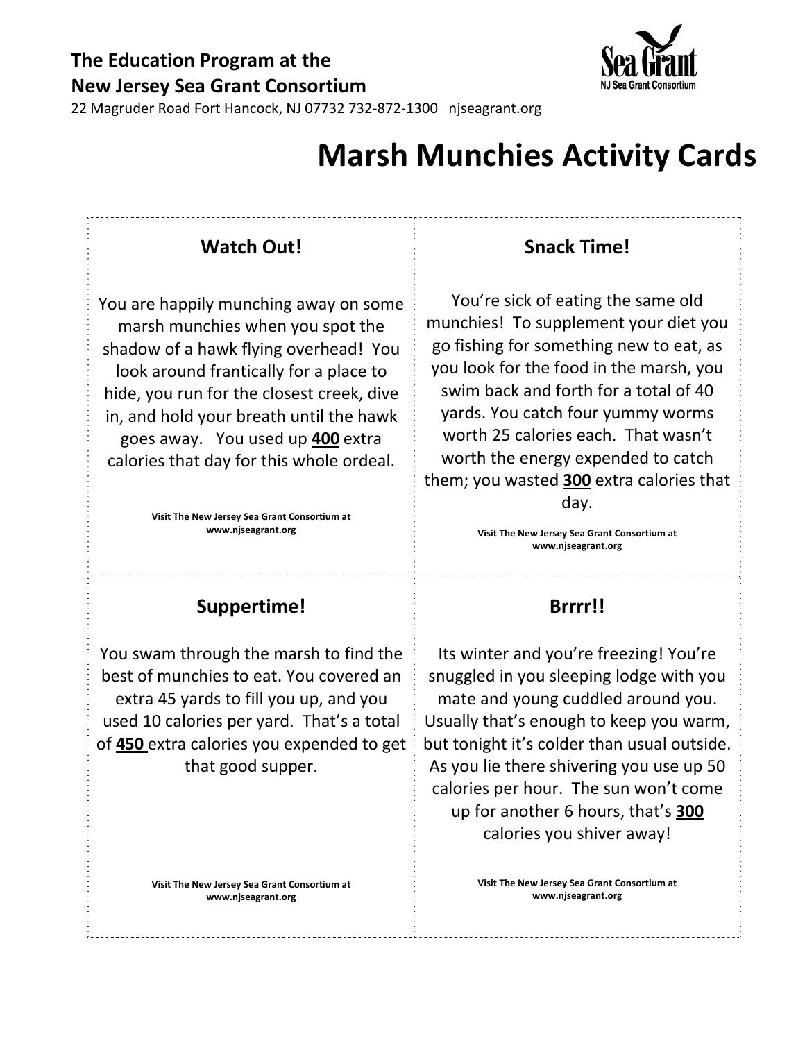**The Education Program at the**
**New Jersey Sea Grant Consortium**
22 Magruder Road Fort Hancock, NJ 07732 732-872-1300 njseagrant.org

Sea Grant
NJ Sea Grant Consortium

# Marsh Munchies Activity Cards

## Watch Out!

You are happily munching away on some marsh munchies when you spot the shadow of a hawk flying overhead! You look around frantically for a place to hide, you run for the closest creek, dive in, and hold your breath until the hawk goes away. You used up **400** extra calories that day for this whole ordeal.

**Visit The New Jersey Sea Grant Consortium at www.njseagrant.org**

## Snack Time!

You're sick of eating the same old munchies! To supplement your diet you go fishing for something new to eat, as you look for the food in the marsh, you swim back and forth for a total of 40 yards. You catch four yummy worms worth 25 calories each. That wasn't worth the energy expended to catch them; you wasted **300** extra calories that day.

**Visit The New Jersey Sea Grant Consortium at www.njseagrant.org**

## Suppertime!

You swam through the marsh to find the best of munchies to eat. You covered an extra 45 yards to fill you up, and you used 10 calories per yard. That's a total of **450** extra calories you expended to get that good supper.

**Visit The New Jersey Sea Grant Consortium at www.njseagrant.org**

## Brrrr!!

Its winter and you're freezing! You're snuggled in you sleeping lodge with you mate and young cuddled around you. Usually that's enough to keep you warm, but tonight it's colder than usual outside. As you lie there shivering you use up 50 calories per hour. The sun won't come up for another 6 hours, that's **300** calories you shiver away!

**Visit The New Jersey Sea Grant Consortium at www.njseagrant.org**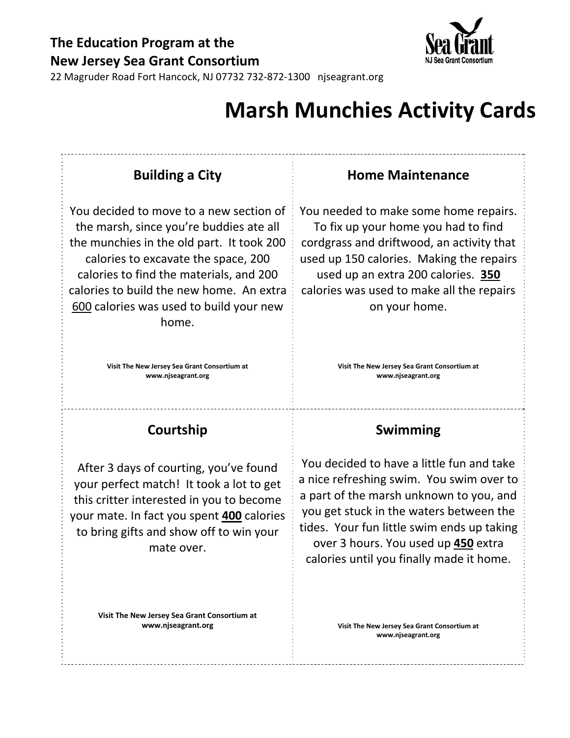**The Education Program at the**
**New Jersey Sea Grant Consortium**
22 Magruder Road Fort Hancock, NJ 07732 732-872-1300 njseagrant.org

# Marsh Munchies Activity Cards

## Building a City

You decided to move to a new section of the marsh, since you're buddies ate all the munchies in the old part. It took 200 calories to excavate the space, 200 calories to find the materials, and 200 calories to build the new home. An extra 600 calories was used to build your new home.

**Visit The New Jersey Sea Grant Consortium at www.njseagrant.org**

## Home Maintenance

You needed to make some home repairs. To fix up your home you had to find cordgrass and driftwood, an activity that used up 150 calories. Making the repairs used up an extra 200 calories. **350** calories was used to make all the repairs on your home.

**Visit The New Jersey Sea Grant Consortium at www.njseagrant.org**

## Courtship

After 3 days of courting, you've found your perfect match! It took a lot to get this critter interested in you to become your mate. In fact you spent **400** calories to bring gifts and show off to win your mate over.

**Visit The New Jersey Sea Grant Consortium at www.njseagrant.org**

## Swimming

You decided to have a little fun and take a nice refreshing swim. You swim over to a part of the marsh unknown to you, and you get stuck in the waters between the tides. Your fun little swim ends up taking over 3 hours. You used up **450** extra calories until you finally made it home.

**Visit The New Jersey Sea Grant Consortium at www.njseagrant.org**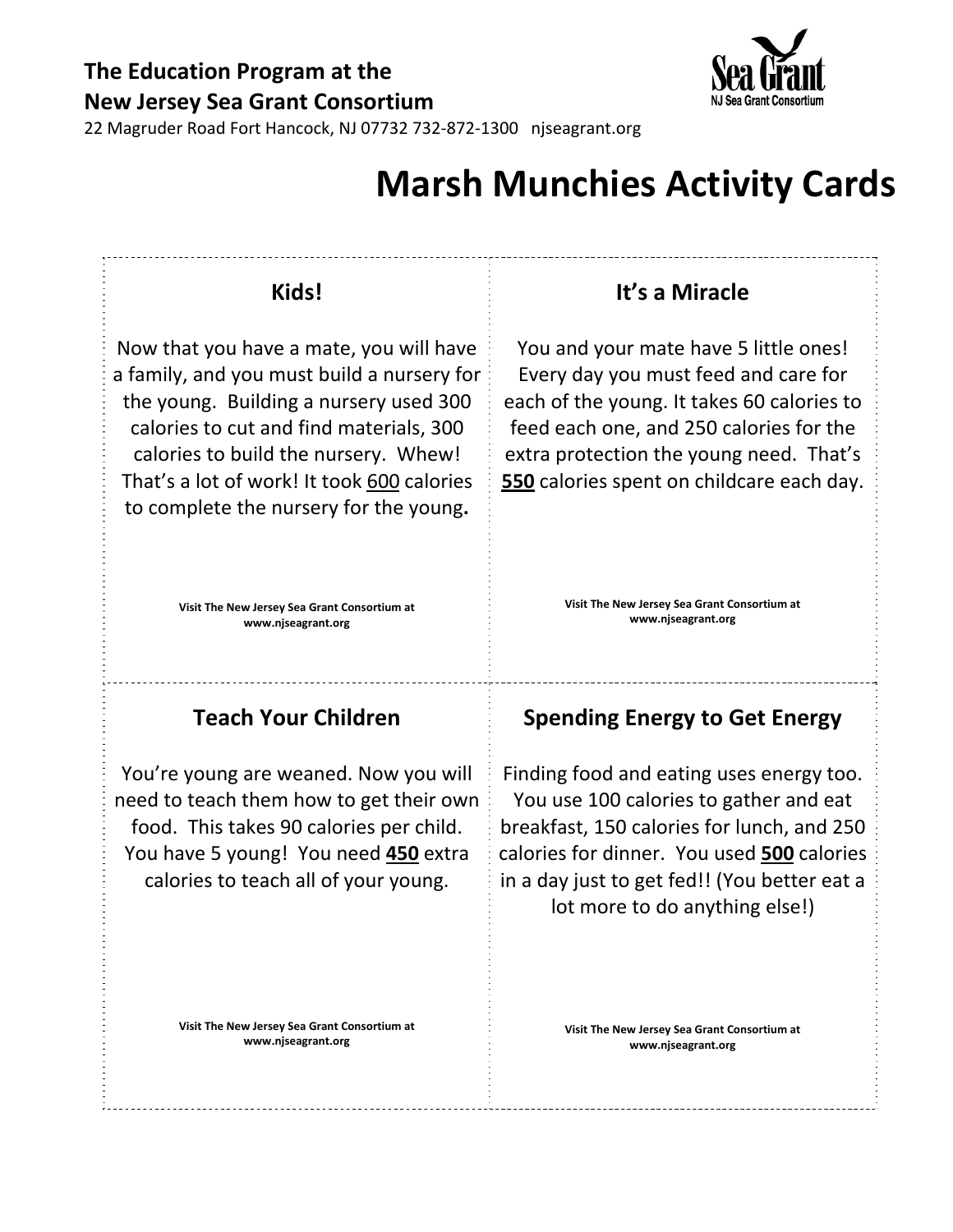**The Education Program at the**
**New Jersey Sea Grant Consortium**
22 Magruder Road Fort Hancock, NJ 07732 732-872-1300 njseagrant.org

# Marsh Munchies Activity Cards

## Kids!

Now that you have a mate, you will have a family, and you must build a nursery for the young. Building a nursery used 300 calories to cut and find materials, 300 calories to build the nursery. Whew! That's a lot of work! It took <u>600</u> calories to complete the nursery for the young**.**

**Visit The New Jersey Sea Grant Consortium at www.njseagrant.org**

## It's a Miracle

You and your mate have 5 little ones! Every day you must feed and care for each of the young. It takes 60 calories to feed each one, and 250 calories for the extra protection the young need. That's <u>**550**</u> calories spent on childcare each day.

**Visit The New Jersey Sea Grant Consortium at www.njseagrant.org**

## Teach Your Children

You're young are weaned. Now you will need to teach them how to get their own food. This takes 90 calories per child. You have 5 young! You need <u>**450**</u> extra calories to teach all of your young.

**Visit The New Jersey Sea Grant Consortium at www.njseagrant.org**

## Spending Energy to Get Energy

Finding food and eating uses energy too. You use 100 calories to gather and eat breakfast, 150 calories for lunch, and 250 calories for dinner. You used <u>**500**</u> calories in a day just to get fed!! (You better eat a lot more to do anything else!)

**Visit The New Jersey Sea Grant Consortium at www.njseagrant.org**